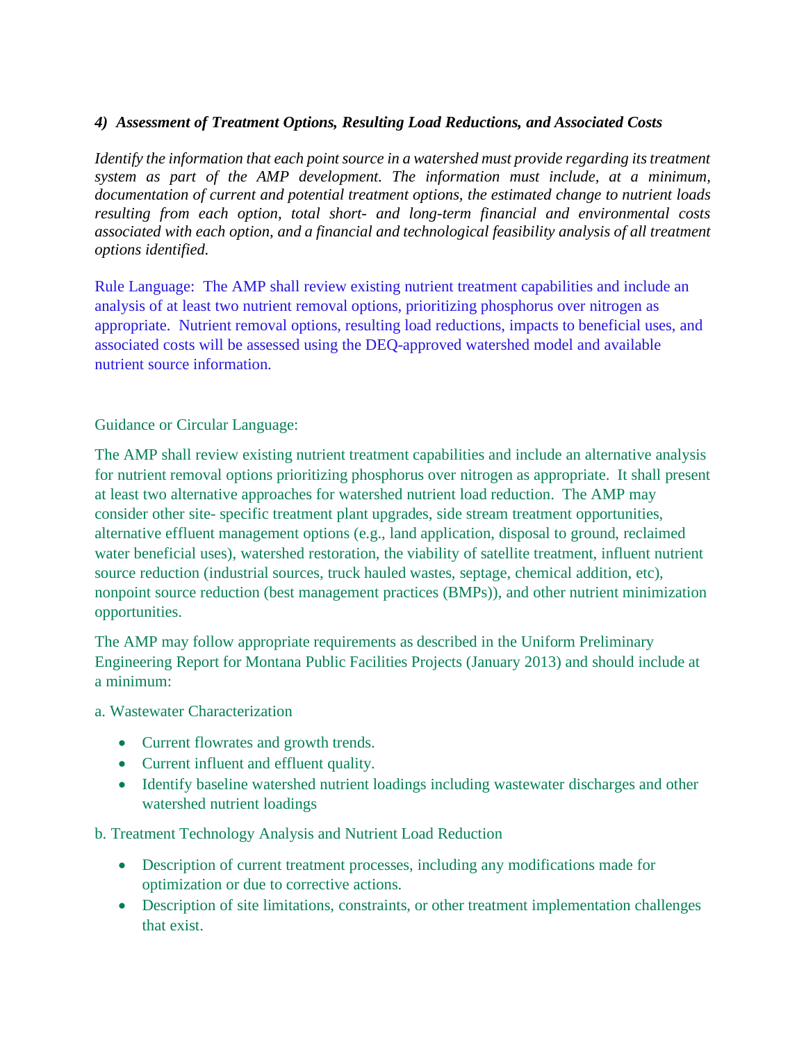### *4) Assessment of Treatment Options, Resulting Load Reductions, and Associated Costs*

*Identify the information that each point source in a watershed must provide regarding its treatment system as part of the AMP development. The information must include, at a minimum, documentation of current and potential treatment options, the estimated change to nutrient loads resulting from each option, total short- and long-term financial and environmental costs associated with each option, and a financial and technological feasibility analysis of all treatment options identified.*

Rule Language: The AMP shall review existing nutrient treatment capabilities and include an analysis of at least two nutrient removal options, prioritizing phosphorus over nitrogen as appropriate. Nutrient removal options, resulting load reductions, impacts to beneficial uses, and associated costs will be assessed using the DEQ-approved watershed model and available nutrient source information.

Guidance or Circular Language:

The AMP shall review existing nutrient treatment capabilities and include an alternative analysis for nutrient removal options prioritizing phosphorus over nitrogen as appropriate. It shall present at least two alternative approaches for watershed nutrient load reduction. The AMP may consider other site- specific treatment plant upgrades, side stream treatment opportunities, alternative effluent management options (e.g., land application, disposal to ground, reclaimed water beneficial uses), watershed restoration, the viability of satellite treatment, influent nutrient source reduction (industrial sources, truck hauled wastes, septage, chemical addition, etc), nonpoint source reduction (best management practices (BMPs)), and other nutrient minimization opportunities.

The AMP may follow appropriate requirements as described in the Uniform Preliminary Engineering Report for Montana Public Facilities Projects (January 2013) and should include at a minimum:

a. Wastewater Characterization

- Current flowrates and growth trends.
- Current influent and effluent quality.
- Identify baseline watershed nutrient loadings including wastewater discharges and other watershed nutrient loadings

b. Treatment Technology Analysis and Nutrient Load Reduction

- Description of current treatment processes, including any modifications made for optimization or due to corrective actions.
- Description of site limitations, constraints, or other treatment implementation challenges that exist.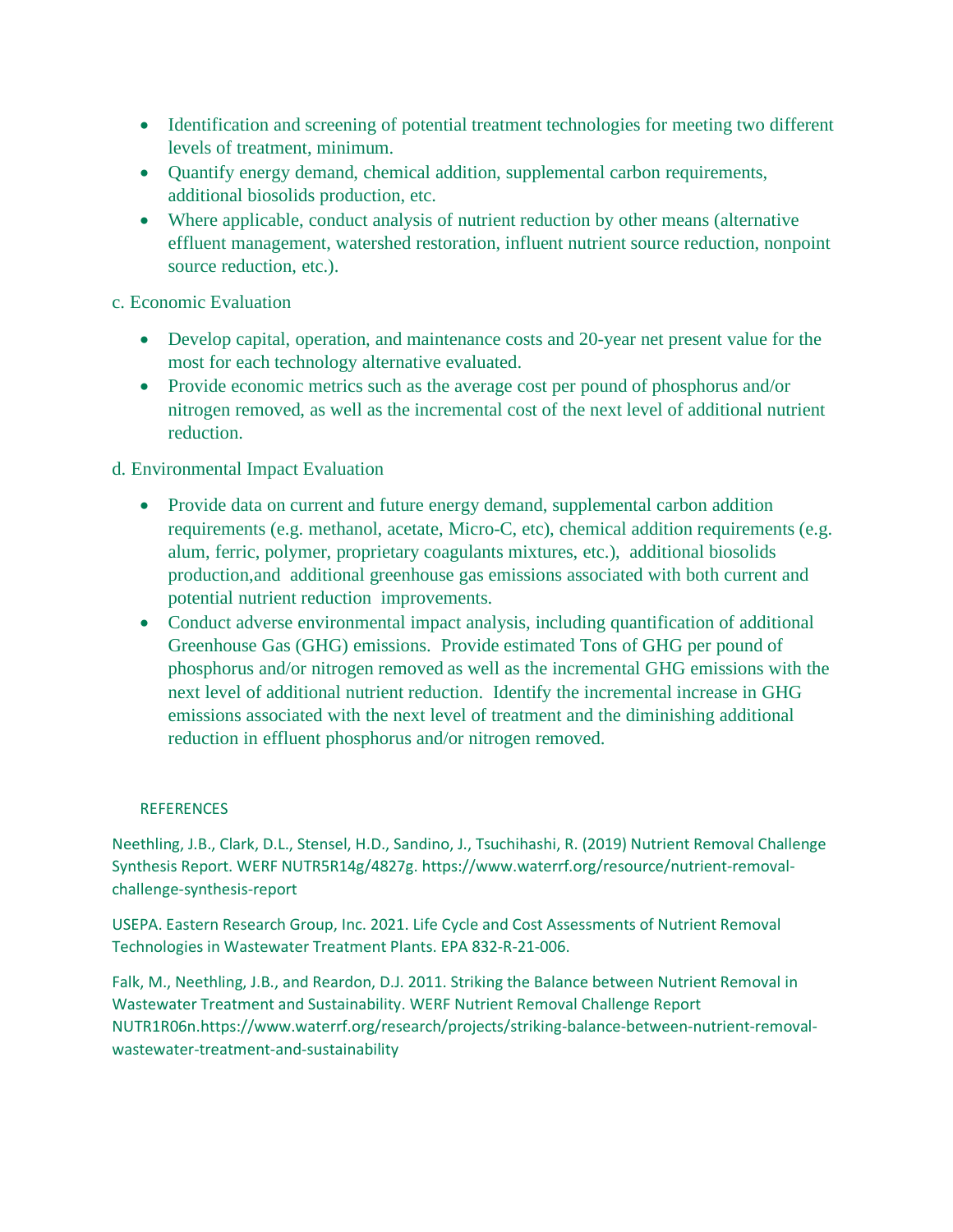- Identification and screening of potential treatment technologies for meeting two different levels of treatment, minimum.
- Quantify energy demand, chemical addition, supplemental carbon requirements, additional biosolids production, etc.
- Where applicable, conduct analysis of nutrient reduction by other means (alternative effluent management, watershed restoration, influent nutrient source reduction, nonpoint source reduction, etc.).

c. Economic Evaluation

- Develop capital, operation, and maintenance costs and 20-year net present value for the most for each technology alternative evaluated.
- Provide economic metrics such as the average cost per pound of phosphorus and/or nitrogen removed, as well as the incremental cost of the next level of additional nutrient reduction.

d. Environmental Impact Evaluation

- Provide data on current and future energy demand, supplemental carbon addition requirements (e.g. methanol, acetate, Micro-C, etc), chemical addition requirements (e.g. alum, ferric, polymer, proprietary coagulants mixtures, etc.), additional biosolids production,and additional greenhouse gas emissions associated with both current and potential nutrient reduction improvements.
- Conduct adverse environmental impact analysis, including quantification of additional Greenhouse Gas (GHG) emissions. Provide estimated Tons of GHG per pound of phosphorus and/or nitrogen removed as well as the incremental GHG emissions with the next level of additional nutrient reduction. Identify the incremental increase in GHG emissions associated with the next level of treatment and the diminishing additional reduction in effluent phosphorus and/or nitrogen removed.

REFERENCES

Neethling, J.B., Clark, D.L., Stensel, H.D., Sandino, J., Tsuchihashi, R. (2019) Nutrient Removal Challenge Synthesis Report. WERF NUTR5R14g/4827g. https://www.waterrf.org/resource/nutrient-removal-challenge-synthesis-report

USEPA. Eastern Research Group, Inc. 2021. Life Cycle and Cost Assessments of Nutrient Removal Technologies in Wastewater Treatment Plants. EPA 832-R-21-006.

Falk, M., Neethling, J.B., and Reardon, D.J. 2011. Striking the Balance between Nutrient Removal in Wastewater Treatment and Sustainability. WERF Nutrient Removal Challenge Report NUTR1R06n.https://www.waterrf.org/research/projects/striking-balance-between-nutrient-removal-wastewater-treatment-and-sustainability